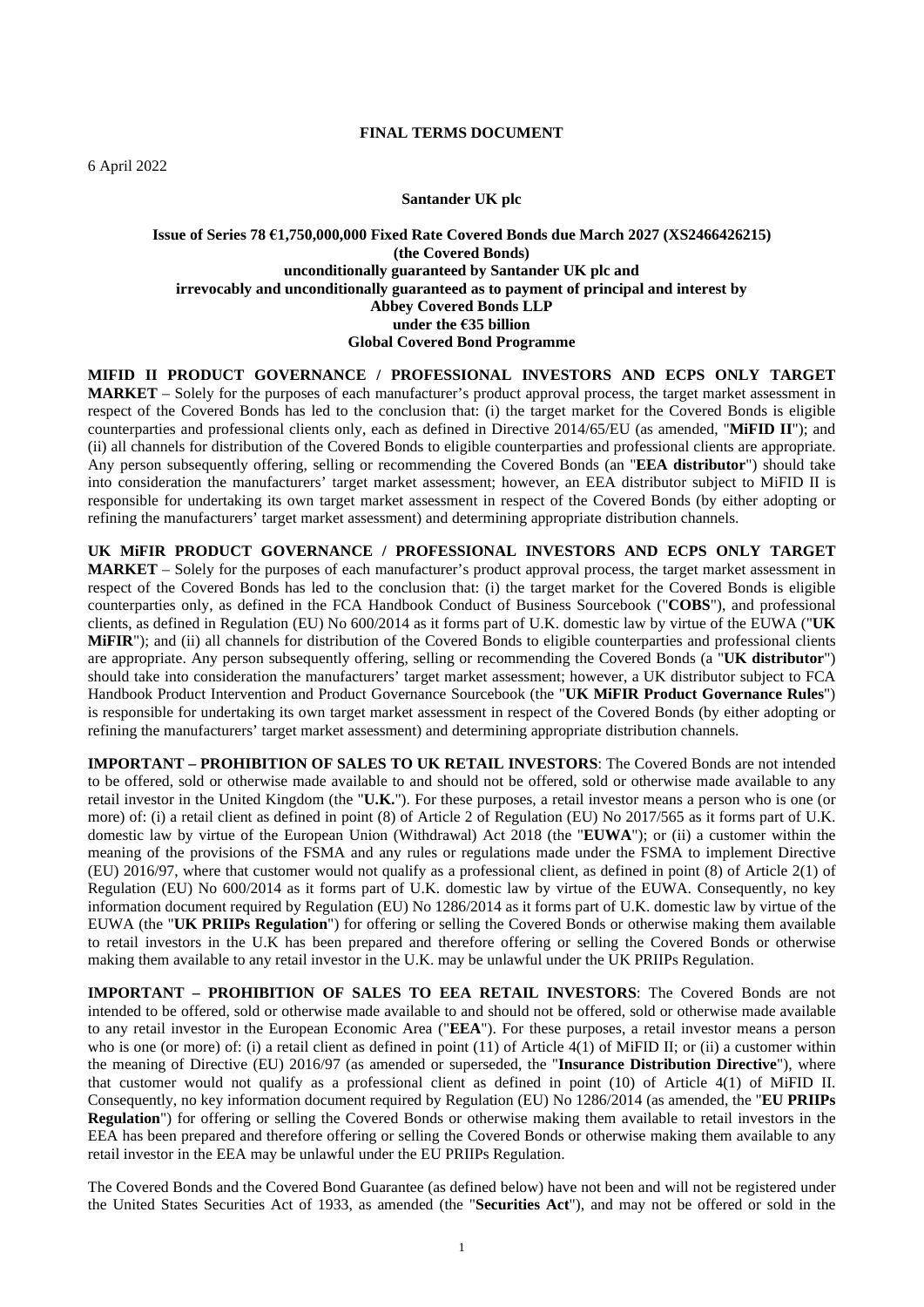# FINAL TERMS DOCUMENT

6 April 2022

**Santander UK plc**

**Issue of Series 78 €1,750,000,000 Fixed Rate Covered Bonds due March 2027 (XS2466426215)**
**(the Covered Bonds)**
**unconditionally guaranteed by Santander UK plc and**
**irrevocably and unconditionally guaranteed as to payment of principal and interest by**
**Abbey Covered Bonds LLP**
**under the €35 billion**
**Global Covered Bond Programme**

**MIFID II PRODUCT GOVERNANCE / PROFESSIONAL INVESTORS AND ECPS ONLY TARGET MARKET** – Solely for the purposes of each manufacturer's product approval process, the target market assessment in respect of the Covered Bonds has led to the conclusion that: (i) the target market for the Covered Bonds is eligible counterparties and professional clients only, each as defined in Directive 2014/65/EU (as amended, "**MiFID II**"); and (ii) all channels for distribution of the Covered Bonds to eligible counterparties and professional clients are appropriate. Any person subsequently offering, selling or recommending the Covered Bonds (an "**EEA distributor**") should take into consideration the manufacturers' target market assessment; however, an EEA distributor subject to MiFID II is responsible for undertaking its own target market assessment in respect of the Covered Bonds (by either adopting or refining the manufacturers' target market assessment) and determining appropriate distribution channels.

**UK MiFIR PRODUCT GOVERNANCE / PROFESSIONAL INVESTORS AND ECPS ONLY TARGET MARKET** – Solely for the purposes of each manufacturer's product approval process, the target market assessment in respect of the Covered Bonds has led to the conclusion that: (i) the target market for the Covered Bonds is eligible counterparties only, as defined in the FCA Handbook Conduct of Business Sourcebook ("**COBS**"), and professional clients, as defined in Regulation (EU) No 600/2014 as it forms part of U.K. domestic law by virtue of the EUWA ("**UK MiFIR**"); and (ii) all channels for distribution of the Covered Bonds to eligible counterparties and professional clients are appropriate. Any person subsequently offering, selling or recommending the Covered Bonds (a "**UK distributor**") should take into consideration the manufacturers' target market assessment; however, a UK distributor subject to FCA Handbook Product Intervention and Product Governance Sourcebook (the "**UK MiFIR Product Governance Rules**") is responsible for undertaking its own target market assessment in respect of the Covered Bonds (by either adopting or refining the manufacturers' target market assessment) and determining appropriate distribution channels.

**IMPORTANT – PROHIBITION OF SALES TO UK RETAIL INVESTORS**: The Covered Bonds are not intended to be offered, sold or otherwise made available to and should not be offered, sold or otherwise made available to any retail investor in the United Kingdom (the "**U.K.**"). For these purposes, a retail investor means a person who is one (or more) of: (i) a retail client as defined in point (8) of Article 2 of Regulation (EU) No 2017/565 as it forms part of U.K. domestic law by virtue of the European Union (Withdrawal) Act 2018 (the "**EUWA**"); or (ii) a customer within the meaning of the provisions of the FSMA and any rules or regulations made under the FSMA to implement Directive (EU) 2016/97, where that customer would not qualify as a professional client, as defined in point (8) of Article 2(1) of Regulation (EU) No 600/2014 as it forms part of U.K. domestic law by virtue of the EUWA. Consequently, no key information document required by Regulation (EU) No 1286/2014 as it forms part of U.K. domestic law by virtue of the EUWA (the "**UK PRIIPs Regulation**") for offering or selling the Covered Bonds or otherwise making them available to retail investors in the U.K has been prepared and therefore offering or selling the Covered Bonds or otherwise making them available to any retail investor in the U.K. may be unlawful under the UK PRIIPs Regulation.

**IMPORTANT – PROHIBITION OF SALES TO EEA RETAIL INVESTORS**: The Covered Bonds are not intended to be offered, sold or otherwise made available to and should not be offered, sold or otherwise made available to any retail investor in the European Economic Area ("**EEA**"). For these purposes, a retail investor means a person who is one (or more) of: (i) a retail client as defined in point (11) of Article 4(1) of MiFID II; or (ii) a customer within the meaning of Directive (EU) 2016/97 (as amended or superseded, the "**Insurance Distribution Directive**"), where that customer would not qualify as a professional client as defined in point (10) of Article 4(1) of MiFID II. Consequently, no key information document required by Regulation (EU) No 1286/2014 (as amended, the "**EU PRIIPs Regulation**") for offering or selling the Covered Bonds or otherwise making them available to retail investors in the EEA has been prepared and therefore offering or selling the Covered Bonds or otherwise making them available to any retail investor in the EEA may be unlawful under the EU PRIIPs Regulation.

The Covered Bonds and the Covered Bond Guarantee (as defined below) have not been and will not be registered under the United States Securities Act of 1933, as amended (the "**Securities Act**"), and may not be offered or sold in the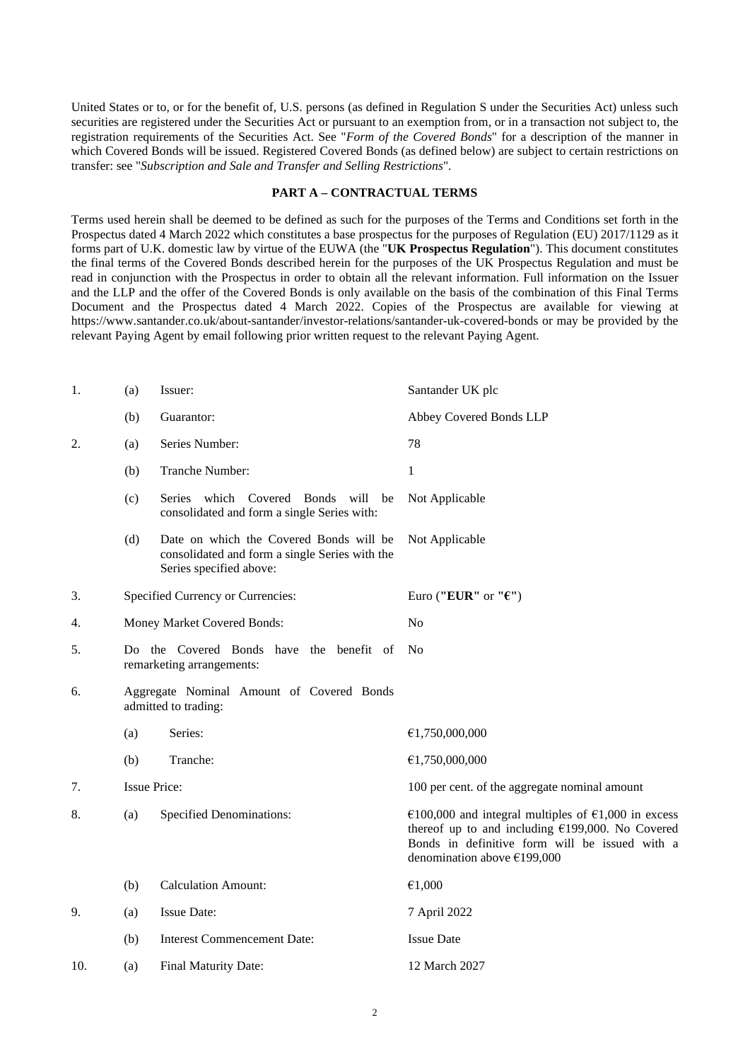United States or to, or for the benefit of, U.S. persons (as defined in Regulation S under the Securities Act) unless such securities are registered under the Securities Act or pursuant to an exemption from, or in a transaction not subject to, the registration requirements of the Securities Act. See "*Form of the Covered Bonds*" for a description of the manner in which Covered Bonds will be issued. Registered Covered Bonds (as defined below) are subject to certain restrictions on transfer: see "*Subscription and Sale and Transfer and Selling Restrictions*".

## PART A – CONTRACTUAL TERMS

Terms used herein shall be deemed to be defined as such for the purposes of the Terms and Conditions set forth in the Prospectus dated 4 March 2022 which constitutes a base prospectus for the purposes of Regulation (EU) 2017/1129 as it forms part of U.K. domestic law by virtue of the EUWA (the "**UK Prospectus Regulation**"). This document constitutes the final terms of the Covered Bonds described herein for the purposes of the UK Prospectus Regulation and must be read in conjunction with the Prospectus in order to obtain all the relevant information. Full information on the Issuer and the LLP and the offer of the Covered Bonds is only available on the basis of the combination of this Final Terms Document and the Prospectus dated 4 March 2022. Copies of the Prospectus are available for viewing at https://www.santander.co.uk/about-santander/investor-relations/santander-uk-covered-bonds or may be provided by the relevant Paying Agent by email following prior written request to the relevant Paying Agent.

| | | | |
|---|---|---|---|
| 1. | (a) | Issuer: | Santander UK plc |
| | (b) | Guarantor: | Abbey Covered Bonds LLP |
| 2. | (a) | Series Number: | 78 |
| | (b) | Tranche Number: | 1 |
| | (c) | Series which Covered Bonds will be consolidated and form a single Series with: | Not Applicable |
| | (d) | Date on which the Covered Bonds will be consolidated and form a single Series with the Series specified above: | Not Applicable |
| 3. | | Specified Currency or Currencies: | Euro ("**EUR**" or "**€**") |
| 4. | | Money Market Covered Bonds: | No |
| 5. | | Do the Covered Bonds have the benefit of remarketing arrangements: | No |
| 6. | | Aggregate Nominal Amount of Covered Bonds admitted to trading: | |
| | (a) | Series: | €1,750,000,000 |
| | (b) | Tranche: | €1,750,000,000 |
| 7. | | Issue Price: | 100 per cent. of the aggregate nominal amount |
| 8. | (a) | Specified Denominations: | €100,000 and integral multiples of €1,000 in excess thereof up to and including €199,000. No Covered Bonds in definitive form will be issued with a denomination above €199,000 |
| | (b) | Calculation Amount: | €1,000 |
| 9. | (a) | Issue Date: | 7 April 2022 |
| | (b) | Interest Commencement Date: | Issue Date |
| 10. | (a) | Final Maturity Date: | 12 March 2027 |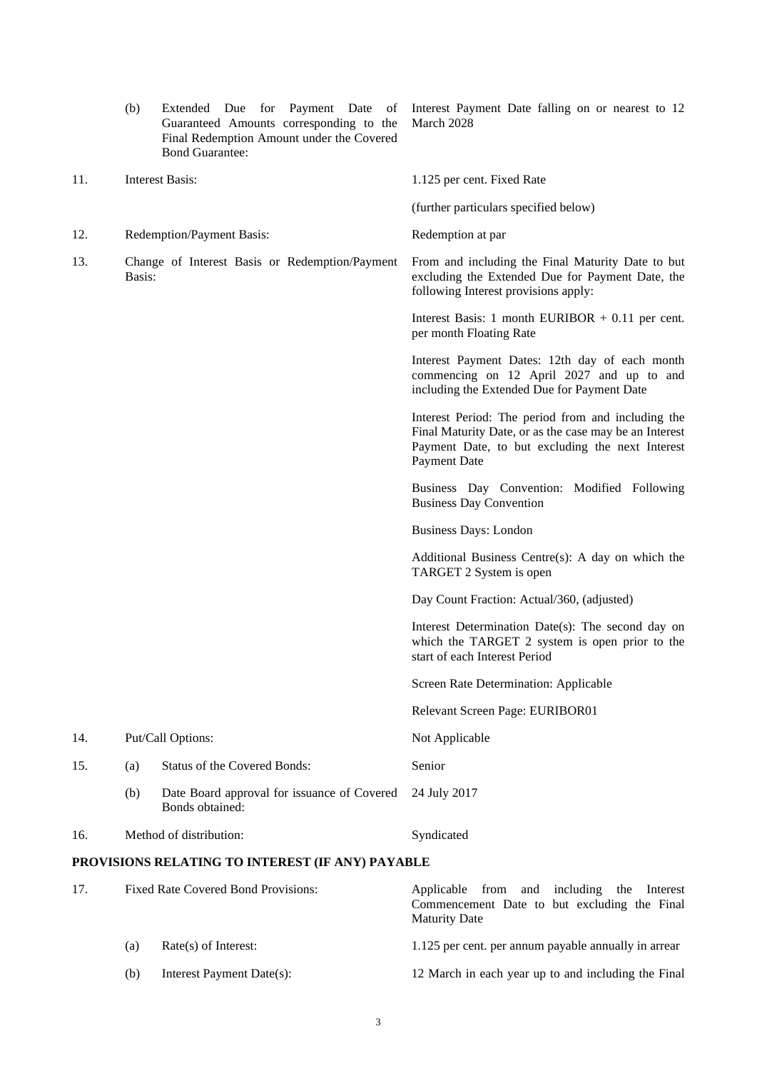| | | | |
|---|---|---|---|
| | (b) | Extended Due for Payment Date of Guaranteed Amounts corresponding to the Final Redemption Amount under the Covered Bond Guarantee: | Interest Payment Date falling on or nearest to 12 March 2028 |
| 11. | | Interest Basis: | 1.125 per cent. Fixed Rate<br><br>(further particulars specified below) |
| 12. | | Redemption/Payment Basis: | Redemption at par |
| 13. | | Change of Interest Basis or Redemption/Payment Basis: | From and including the Final Maturity Date to but excluding the Extended Due for Payment Date, the following Interest provisions apply:<br><br>Interest Basis: 1 month EURIBOR + 0.11 per cent. per month Floating Rate<br><br>Interest Payment Dates: 12th day of each month commencing on 12 April 2027 and up to and including the Extended Due for Payment Date<br><br>Interest Period: The period from and including the Final Maturity Date, or as the case may be an Interest Payment Date, to but excluding the next Interest Payment Date<br><br>Business Day Convention: Modified Following Business Day Convention<br><br>Business Days: London<br><br>Additional Business Centre(s): A day on which the TARGET 2 System is open<br><br>Day Count Fraction: Actual/360, (adjusted)<br><br>Interest Determination Date(s): The second day on which the TARGET 2 system is open prior to the start of each Interest Period<br><br>Screen Rate Determination: Applicable<br><br>Relevant Screen Page: EURIBOR01 |
| 14. | | Put/Call Options: | Not Applicable |
| 15. | (a) | Status of the Covered Bonds: | Senior |
| | (b) | Date Board approval for issuance of Covered Bonds obtained: | 24 July 2017 |
| 16. | | Method of distribution: | Syndicated |

**PROVISIONS RELATING TO INTEREST (IF ANY) PAYABLE**

| | | | |
|---|---|---|---|
| 17. | | Fixed Rate Covered Bond Provisions: | Applicable from and including the Interest Commencement Date to but excluding the Final Maturity Date |
| | (a) | Rate(s) of Interest: | 1.125 per cent. per annum payable annually in arrear |
| | (b) | Interest Payment Date(s): | 12 March in each year up to and including the Final |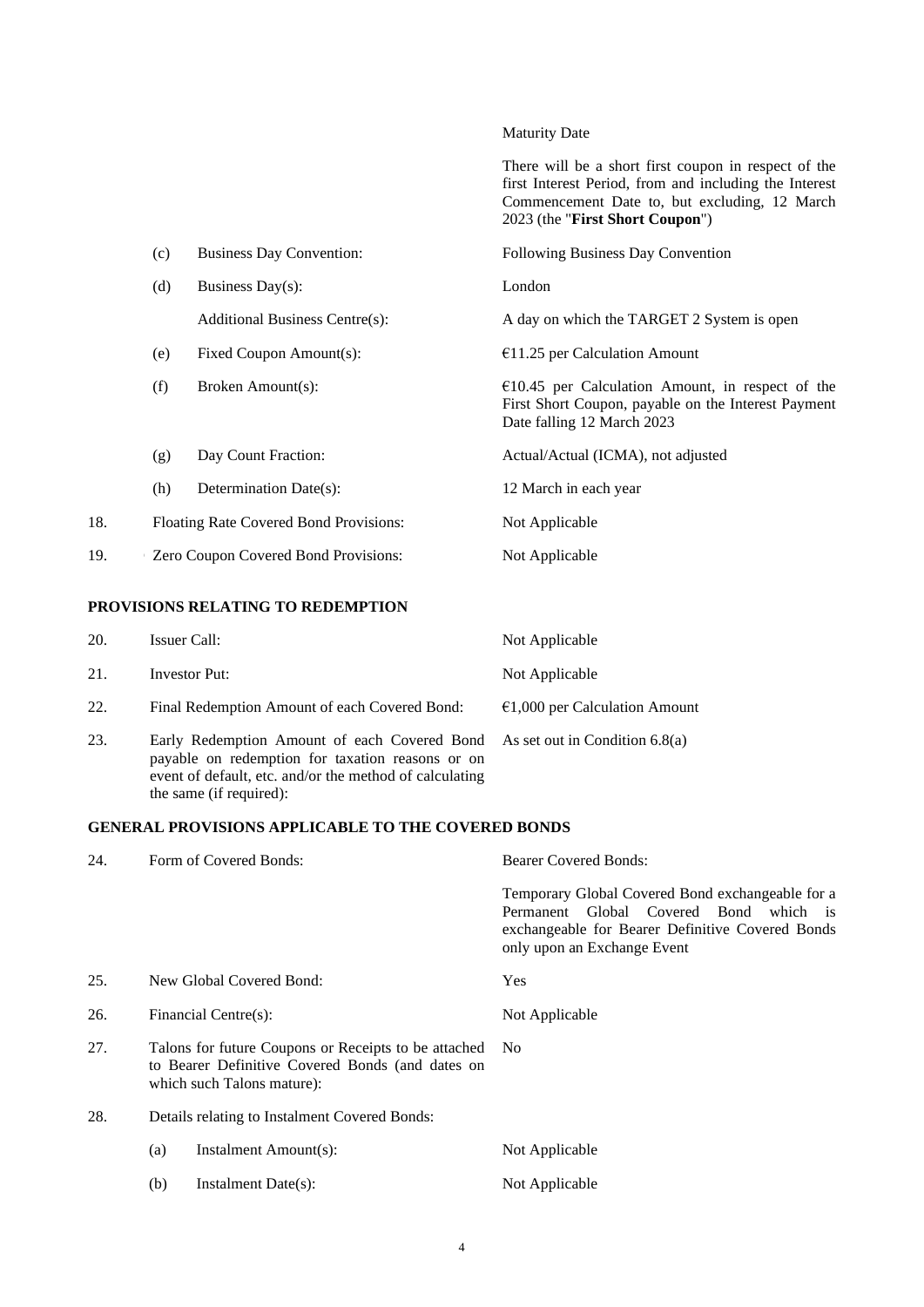| | | | |
|---|---|---|---|
| | | | Maturity Date |
| | | | There will be a short first coupon in respect of the first Interest Period, from and including the Interest Commencement Date to, but excluding, 12 March 2023 (the "**First Short Coupon**") |
| | (c) | Business Day Convention: | Following Business Day Convention |
| | (d) | Business Day(s): | London |
| | | Additional Business Centre(s): | A day on which the TARGET 2 System is open |
| | (e) | Fixed Coupon Amount(s): | €11.25 per Calculation Amount |
| | (f) | Broken Amount(s): | €10.45 per Calculation Amount, in respect of the First Short Coupon, payable on the Interest Payment Date falling 12 March 2023 |
| | (g) | Day Count Fraction: | Actual/Actual (ICMA), not adjusted |
| | (h) | Determination Date(s): | 12 March in each year |
| 18. | Floating Rate Covered Bond Provisions: | | Not Applicable |
| 19. | Zero Coupon Covered Bond Provisions: | | Not Applicable |

## PROVISIONS RELATING TO REDEMPTION

| | | |
|---|---|---|
| 20. | Issuer Call: | Not Applicable |
| 21. | Investor Put: | Not Applicable |
| 22. | Final Redemption Amount of each Covered Bond: | €1,000 per Calculation Amount |
| 23. | Early Redemption Amount of each Covered Bond payable on redemption for taxation reasons or on event of default, etc. and/or the method of calculating the same (if required): | As set out in Condition 6.8(a) |

## GENERAL PROVISIONS APPLICABLE TO THE COVERED BONDS

| | | | |
|---|---|---|---|
| 24. | Form of Covered Bonds: | | Bearer Covered Bonds: |
| | | | Temporary Global Covered Bond exchangeable for a Permanent Global Covered Bond which is exchangeable for Bearer Definitive Covered Bonds only upon an Exchange Event |
| 25. | New Global Covered Bond: | | Yes |
| 26. | Financial Centre(s): | | Not Applicable |
| 27. | Talons for future Coupons or Receipts to be attached to Bearer Definitive Covered Bonds (and dates on which such Talons mature): | | No |
| 28. | Details relating to Instalment Covered Bonds: | | |
| | (a) | Instalment Amount(s): | Not Applicable |
| | (b) | Instalment Date(s): | Not Applicable |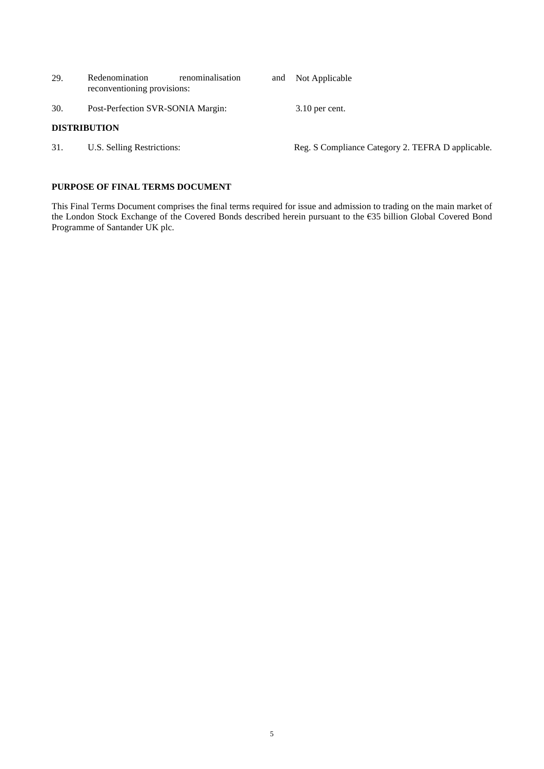| | | |
|---|---|---|
| 29. | Redenomination renominalisation and reconventioning provisions: | Not Applicable |
| 30. | Post-Perfection SVR-SONIA Margin: | 3.10 per cent. |

**DISTRIBUTION**

| | | |
|---|---|---|
| 31. | U.S. Selling Restrictions: | Reg. S Compliance Category 2. TEFRA D applicable. |

**PURPOSE OF FINAL TERMS DOCUMENT**

This Final Terms Document comprises the final terms required for issue and admission to trading on the main market of the London Stock Exchange of the Covered Bonds described herein pursuant to the €35 billion Global Covered Bond Programme of Santander UK plc.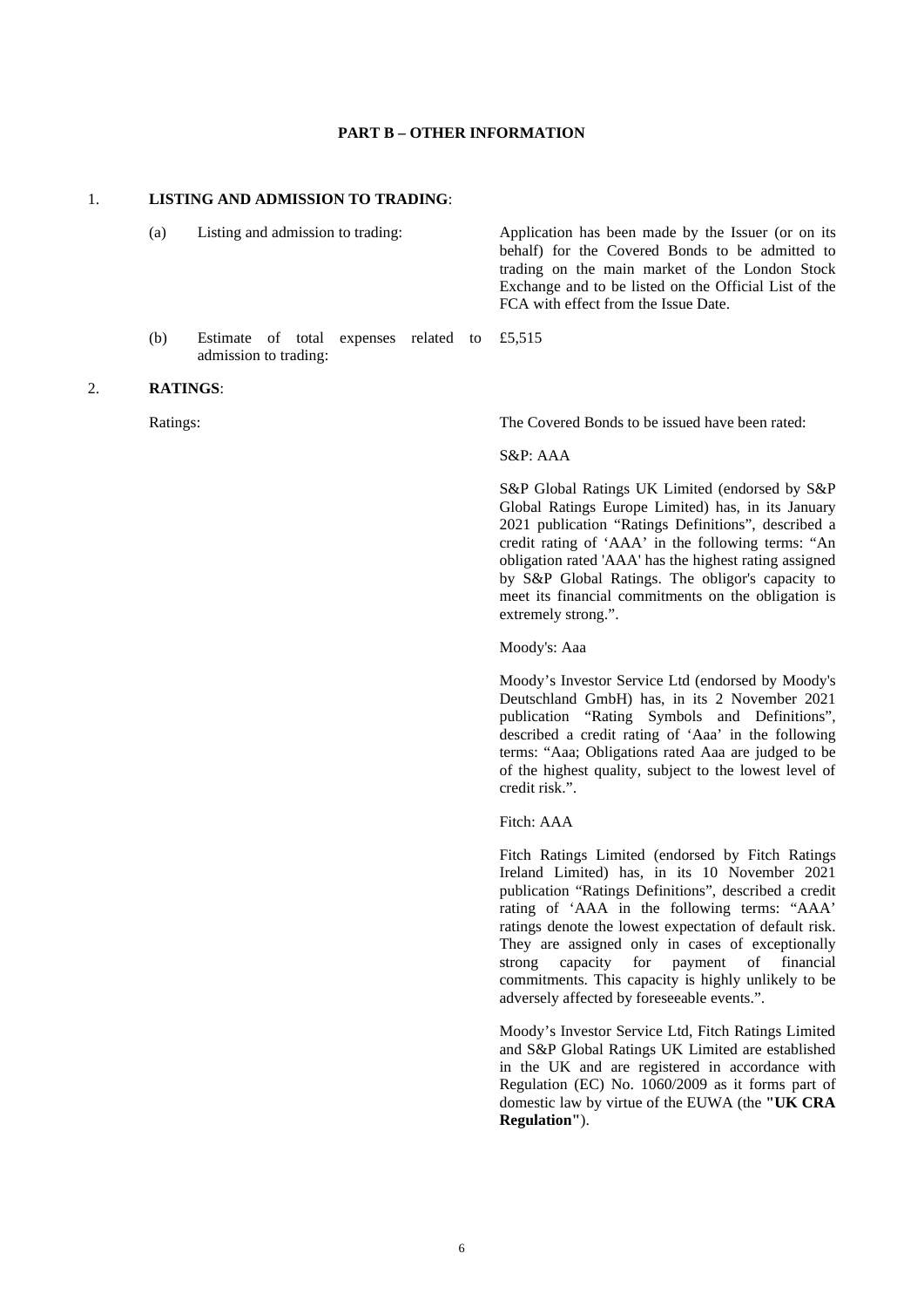## PART B – OTHER INFORMATION

1. **LISTING AND ADMISSION TO TRADING**:

| | | |
|---|---|---|
| (a) | Listing and admission to trading: | Application has been made by the Issuer (or on its behalf) for the Covered Bonds to be admitted to trading on the main market of the London Stock Exchange and to be listed on the Official List of the FCA with effect from the Issue Date. |
| (b) | Estimate of total expenses related to admission to trading: | £5,515 |

2. **RATINGS**:

Ratings: The Covered Bonds to be issued have been rated:

S&P: AAA

S&P Global Ratings UK Limited (endorsed by S&P Global Ratings Europe Limited) has, in its January 2021 publication "Ratings Definitions", described a credit rating of 'AAA' in the following terms: "An obligation rated 'AAA' has the highest rating assigned by S&P Global Ratings. The obligor's capacity to meet its financial commitments on the obligation is extremely strong.".

Moody's: Aaa

Moody's Investor Service Ltd (endorsed by Moody's Deutschland GmbH) has, in its 2 November 2021 publication "Rating Symbols and Definitions", described a credit rating of 'Aaa' in the following terms: "Aaa; Obligations rated Aaa are judged to be of the highest quality, subject to the lowest level of credit risk.".

Fitch: AAA

Fitch Ratings Limited (endorsed by Fitch Ratings Ireland Limited) has, in its 10 November 2021 publication "Ratings Definitions", described a credit rating of 'AAA in the following terms: "AAA' ratings denote the lowest expectation of default risk. They are assigned only in cases of exceptionally strong capacity for payment of financial commitments. This capacity is highly unlikely to be adversely affected by foreseeable events.".

Moody's Investor Service Ltd, Fitch Ratings Limited and S&P Global Ratings UK Limited are established in the UK and are registered in accordance with Regulation (EC) No. 1060/2009 as it forms part of domestic law by virtue of the EUWA (the **"UK CRA Regulation"**).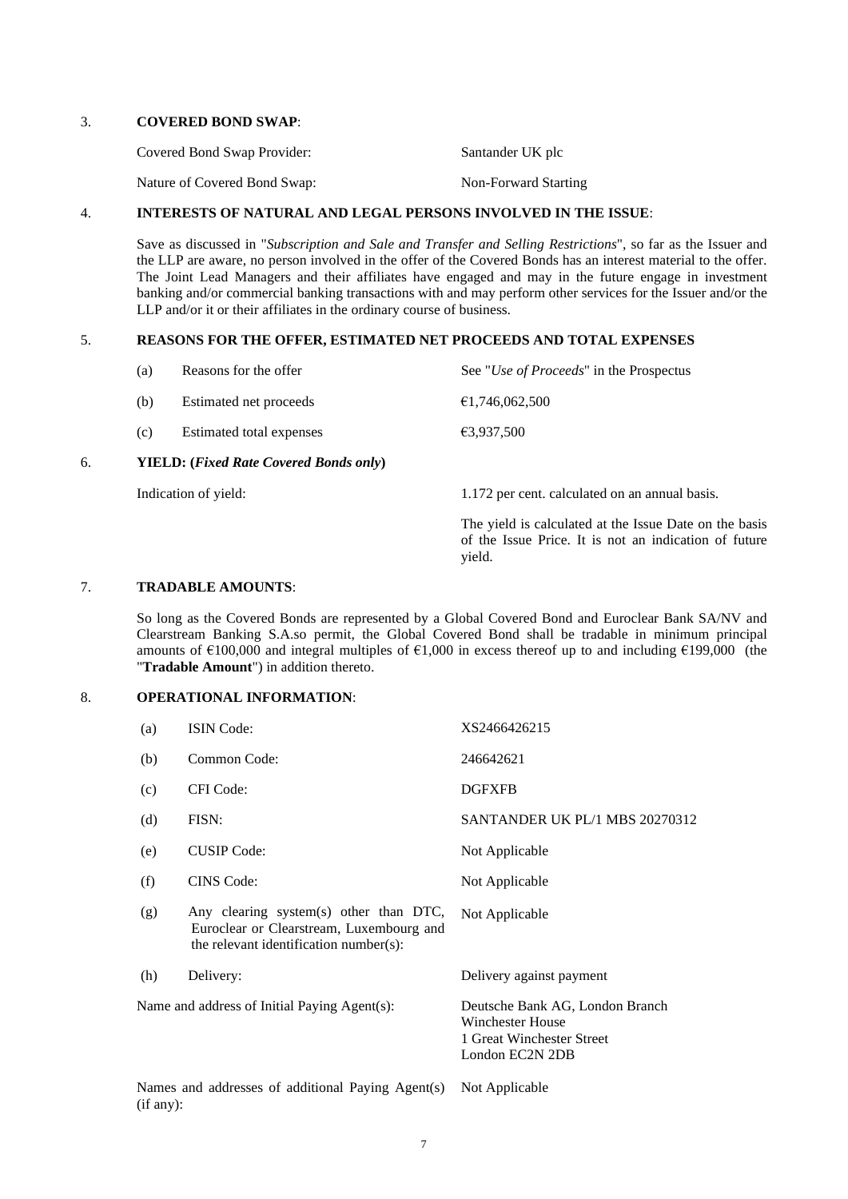3. **COVERED BOND SWAP**:

| | |
|---|---|
| Covered Bond Swap Provider: | Santander UK plc |
| Nature of Covered Bond Swap: | Non-Forward Starting |

4. **INTERESTS OF NATURAL AND LEGAL PERSONS INVOLVED IN THE ISSUE**:

Save as discussed in "*Subscription and Sale and Transfer and Selling Restrictions*", so far as the Issuer and the LLP are aware, no person involved in the offer of the Covered Bonds has an interest material to the offer. The Joint Lead Managers and their affiliates have engaged and may in the future engage in investment banking and/or commercial banking transactions with and may perform other services for the Issuer and/or the LLP and/or it or their affiliates in the ordinary course of business.

5. **REASONS FOR THE OFFER, ESTIMATED NET PROCEEDS AND TOTAL EXPENSES**

| | | |
|---|---|---|
| (a) | Reasons for the offer | See "*Use of Proceeds*" in the Prospectus |
| (b) | Estimated net proceeds | €1,746,062,500 |
| (c) | Estimated total expenses | €3,937,500 |

6. **YIELD: (*Fixed Rate Covered Bonds only*)**

| | |
|---|---|
| Indication of yield: | 1.172 per cent. calculated on an annual basis. The yield is calculated at the Issue Date on the basis of the Issue Price. It is not an indication of future yield. |

7. **TRADABLE AMOUNTS**:

So long as the Covered Bonds are represented by a Global Covered Bond and Euroclear Bank SA/NV and Clearstream Banking S.A.so permit, the Global Covered Bond shall be tradable in minimum principal amounts of €100,000 and integral multiples of €1,000 in excess thereof up to and including €199,000 (the "**Tradable Amount**") in addition thereto.

8. **OPERATIONAL INFORMATION**:

| | | |
|---|---|---|
| (a) | ISIN Code: | XS2466426215 |
| (b) | Common Code: | 246642621 |
| (c) | CFI Code: | DGFXFB |
| (d) | FISN: | SANTANDER UK PL/1 MBS 20270312 |
| (e) | CUSIP Code: | Not Applicable |
| (f) | CINS Code: | Not Applicable |
| (g) | Any clearing system(s) other than DTC, Euroclear or Clearstream, Luxembourg and the relevant identification number(s): | Not Applicable |
| (h) | Delivery: | Delivery against payment |
| | Name and address of Initial Paying Agent(s): | Deutsche Bank AG, London Branch<br>Winchester House<br>1 Great Winchester Street<br>London EC2N 2DB |
| | Names and addresses of additional Paying Agent(s) (if any): | Not Applicable |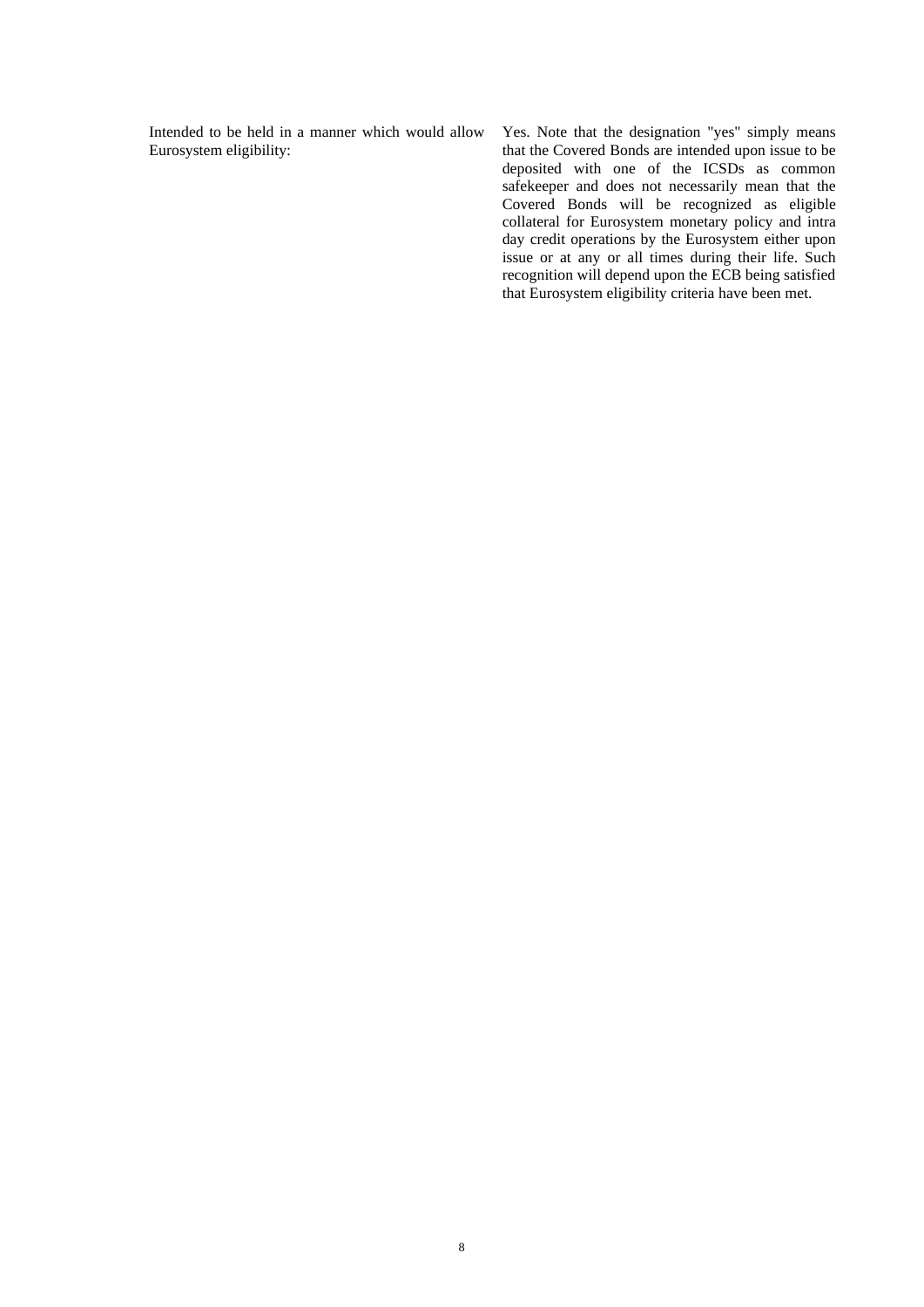| | |
|---|---|
| Intended to be held in a manner which would allow Eurosystem eligibility: | Yes. Note that the designation "yes" simply means that the Covered Bonds are intended upon issue to be deposited with one of the ICSDs as common safekeeper and does not necessarily mean that the Covered Bonds will be recognized as eligible collateral for Eurosystem monetary policy and intra day credit operations by the Eurosystem either upon issue or at any or all times during their life. Such recognition will depend upon the ECB being satisfied that Eurosystem eligibility criteria have been met. |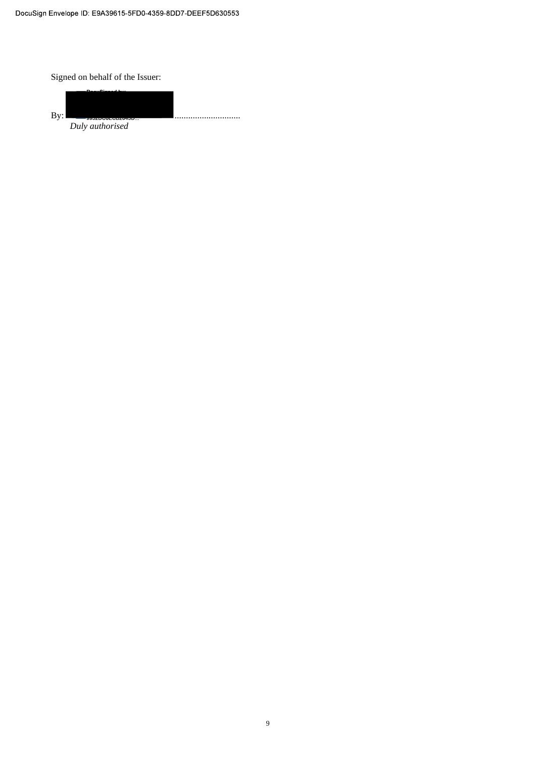Signed on behalf of the Issuer:

By: ............................................

*Duly authorised*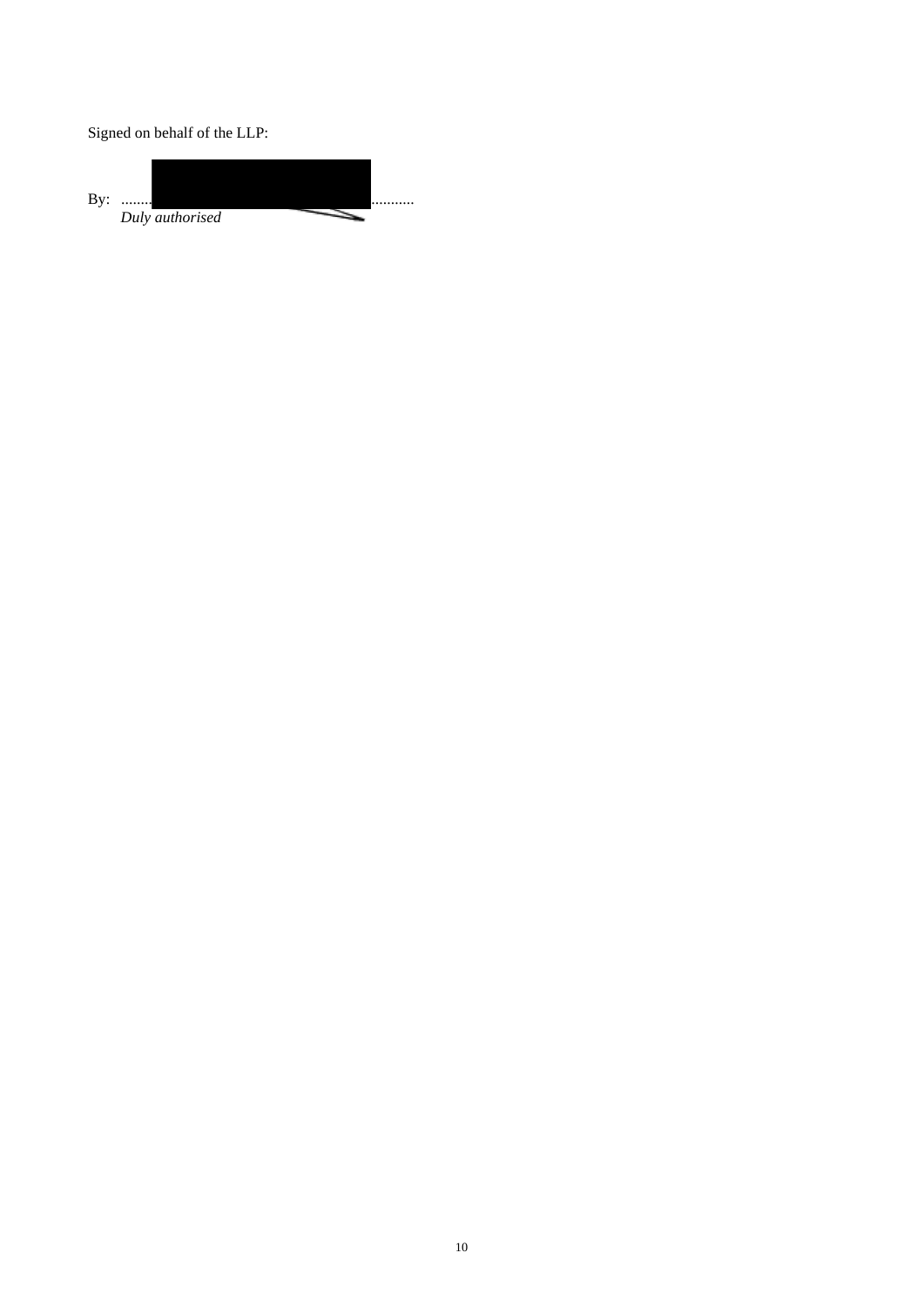Signed on behalf of the LLP:

By: ........ ...........
*Duly authorised*